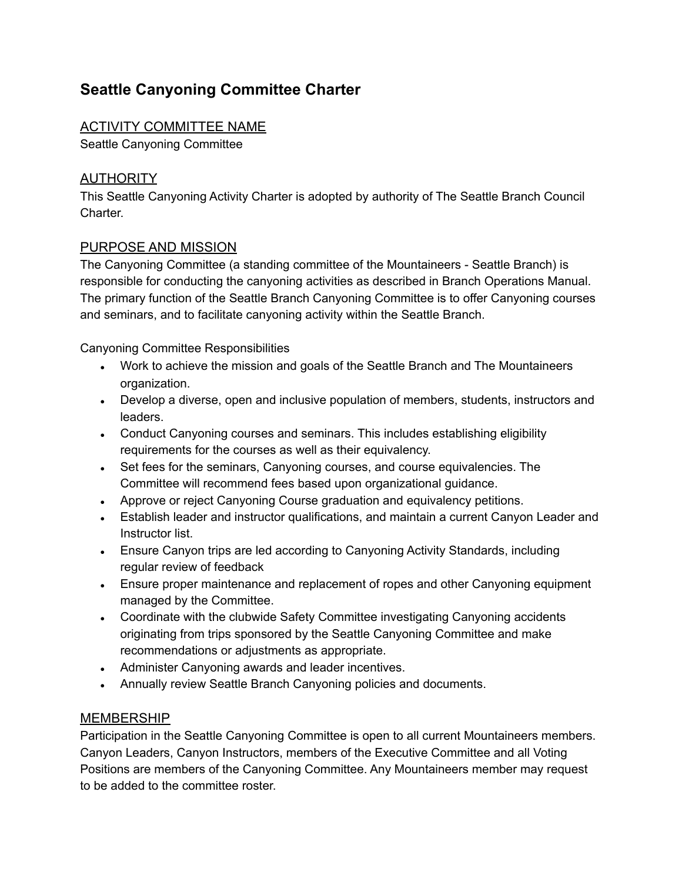# Seattle Canyoning Committee Charter

## ACTIVITY COMMITTEE NAME

Seattle Canyoning Committee

## AUTHORITY

This Seattle Canyoning Activity Charter is adopted by authority of The Seattle Branch Council Charter.

## PURPOSE AND MISSION

The Canyoning Committee (a standing committee of the Mountaineers - Seattle Branch) is responsible for conducting the canyoning activities as described in Branch Operations Manual. The primary function of the Seattle Branch Canyoning Committee is to offer Canyoning courses and seminars, and to facilitate canyoning activity within the Seattle Branch.

Canyoning Committee Responsibilities

- Work to achieve the mission and goals of the Seattle Branch and The Mountaineers organization.
- Develop a diverse, open and inclusive population of members, students, instructors and leaders.
- Conduct Canyoning courses and seminars. This includes establishing eligibility requirements for the courses as well as their equivalency.
- Set fees for the seminars, Canyoning courses, and course equivalencies. The Committee will recommend fees based upon organizational guidance.
- Approve or reject Canyoning Course graduation and equivalency petitions.
- Establish leader and instructor qualifications, and maintain a current Canyon Leader and Instructor list.
- Ensure Canyon trips are led according to Canyoning Activity Standards, including regular review of feedback
- Ensure proper maintenance and replacement of ropes and other Canyoning equipment managed by the Committee.
- Coordinate with the clubwide Safety Committee investigating Canyoning accidents originating from trips sponsored by the Seattle Canyoning Committee and make recommendations or adjustments as appropriate.
- Administer Canyoning awards and leader incentives.
- Annually review Seattle Branch Canyoning policies and documents.

## MEMBERSHIP

Participation in the Seattle Canyoning Committee is open to all current Mountaineers members. Canyon Leaders, Canyon Instructors, members of the Executive Committee and all Voting Positions are members of the Canyoning Committee. Any Mountaineers member may request to be added to the committee roster.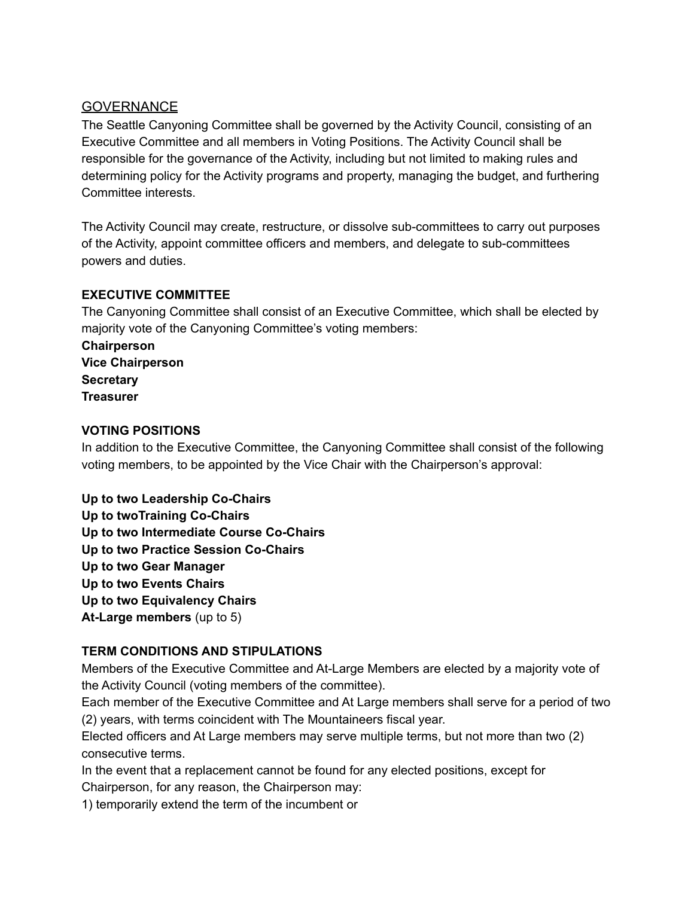## GOVERNANCE

The Seattle Canyoning Committee shall be governed by the Activity Council, consisting of an Executive Committee and all members in Voting Positions. The Activity Council shall be responsible for the governance of the Activity, including but not limited to making rules and determining policy for the Activity programs and property, managing the budget, and furthering Committee interests.

The Activity Council may create, restructure, or dissolve sub-committees to carry out purposes of the Activity, appoint committee officers and members, and delegate to sub-committees powers and duties.

### EXECUTIVE COMMITTEE

The Canyoning Committee shall consist of an Executive Committee, which shall be elected by majority vote of the Canyoning Committee's voting members:

**Chairperson**
**Vice Chairperson**
**Secretary**
**Treasurer**

### VOTING POSITIONS

In addition to the Executive Committee, the Canyoning Committee shall consist of the following voting members, to be appointed by the Vice Chair with the Chairperson's approval:

**Up to two Leadership Co-Chairs**
**Up to twoTraining Co-Chairs**
**Up to two Intermediate Course Co-Chairs**
**Up to two Practice Session Co-Chairs**
**Up to two Gear Manager**
**Up to two Events Chairs**
**Up to two Equivalency Chairs**
**At-Large members** (up to 5)

### TERM CONDITIONS AND STIPULATIONS

Members of the Executive Committee and At-Large Members are elected by a majority vote of the Activity Council (voting members of the committee).

Each member of the Executive Committee and At Large members shall serve for a period of two (2) years, with terms coincident with The Mountaineers fiscal year.

Elected officers and At Large members may serve multiple terms, but not more than two (2) consecutive terms.

In the event that a replacement cannot be found for any elected positions, except for Chairperson, for any reason, the Chairperson may:

1) temporarily extend the term of the incumbent or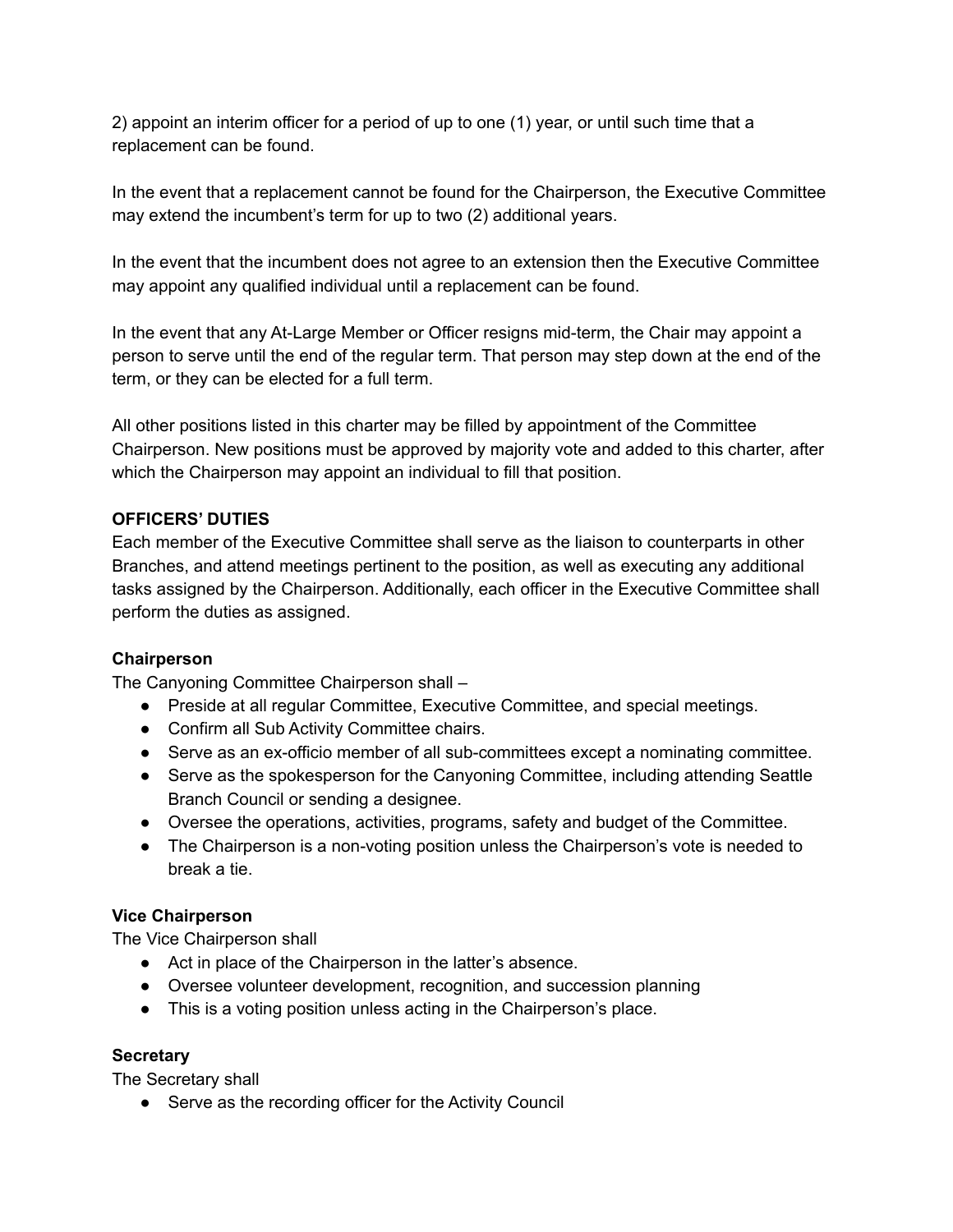2) appoint an interim officer for a period of up to one (1) year, or until such time that a replacement can be found.

In the event that a replacement cannot be found for the Chairperson, the Executive Committee may extend the incumbent's term for up to two (2) additional years.

In the event that the incumbent does not agree to an extension then the Executive Committee may appoint any qualified individual until a replacement can be found.

In the event that any At-Large Member or Officer resigns mid-term, the Chair may appoint a person to serve until the end of the regular term. That person may step down at the end of the term, or they can be elected for a full term.

All other positions listed in this charter may be filled by appointment of the Committee Chairperson. New positions must be approved by majority vote and added to this charter, after which the Chairperson may appoint an individual to fill that position.

**OFFICERS' DUTIES**

Each member of the Executive Committee shall serve as the liaison to counterparts in other Branches, and attend meetings pertinent to the position, as well as executing any additional tasks assigned by the Chairperson. Additionally, each officer in the Executive Committee shall perform the duties as assigned.

**Chairperson**

The Canyoning Committee Chairperson shall –

- Preside at all regular Committee, Executive Committee, and special meetings.
- Confirm all Sub Activity Committee chairs.
- Serve as an ex-officio member of all sub-committees except a nominating committee.
- Serve as the spokesperson for the Canyoning Committee, including attending Seattle Branch Council or sending a designee.
- Oversee the operations, activities, programs, safety and budget of the Committee.
- The Chairperson is a non-voting position unless the Chairperson's vote is needed to break a tie.

**Vice Chairperson**

The Vice Chairperson shall

- Act in place of the Chairperson in the latter's absence.
- Oversee volunteer development, recognition, and succession planning
- This is a voting position unless acting in the Chairperson's place.

**Secretary**

The Secretary shall

- Serve as the recording officer for the Activity Council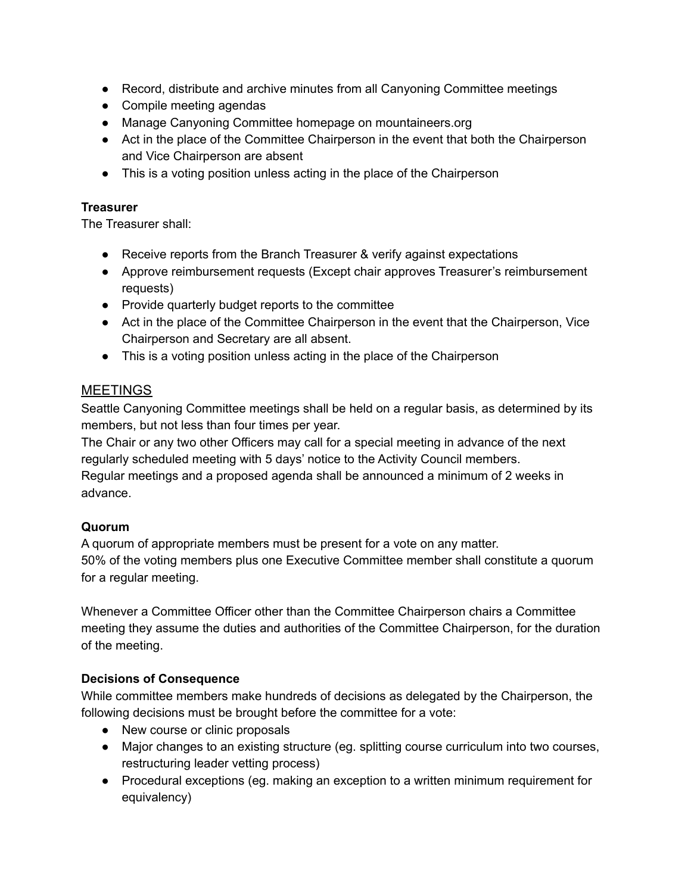- Record, distribute and archive minutes from all Canyoning Committee meetings
- Compile meeting agendas
- Manage Canyoning Committee homepage on mountaineers.org
- Act in the place of the Committee Chairperson in the event that both the Chairperson and Vice Chairperson are absent
- This is a voting position unless acting in the place of the Chairperson

**Treasurer**

The Treasurer shall:

- Receive reports from the Branch Treasurer & verify against expectations
- Approve reimbursement requests (Except chair approves Treasurer's reimbursement requests)
- Provide quarterly budget reports to the committee
- Act in the place of the Committee Chairperson in the event that the Chairperson, Vice Chairperson and Secretary are all absent.
- This is a voting position unless acting in the place of the Chairperson

## MEETINGS

Seattle Canyoning Committee meetings shall be held on a regular basis, as determined by its members, but not less than four times per year.
The Chair or any two other Officers may call for a special meeting in advance of the next regularly scheduled meeting with 5 days' notice to the Activity Council members.
Regular meetings and a proposed agenda shall be announced a minimum of 2 weeks in advance.

**Quorum**

A quorum of appropriate members must be present for a vote on any matter.
50% of the voting members plus one Executive Committee member shall constitute a quorum for a regular meeting.

Whenever a Committee Officer other than the Committee Chairperson chairs a Committee meeting they assume the duties and authorities of the Committee Chairperson, for the duration of the meeting.

**Decisions of Consequence**

While committee members make hundreds of decisions as delegated by the Chairperson, the following decisions must be brought before the committee for a vote:

- New course or clinic proposals
- Major changes to an existing structure (eg. splitting course curriculum into two courses, restructuring leader vetting process)
- Procedural exceptions (eg. making an exception to a written minimum requirement for equivalency)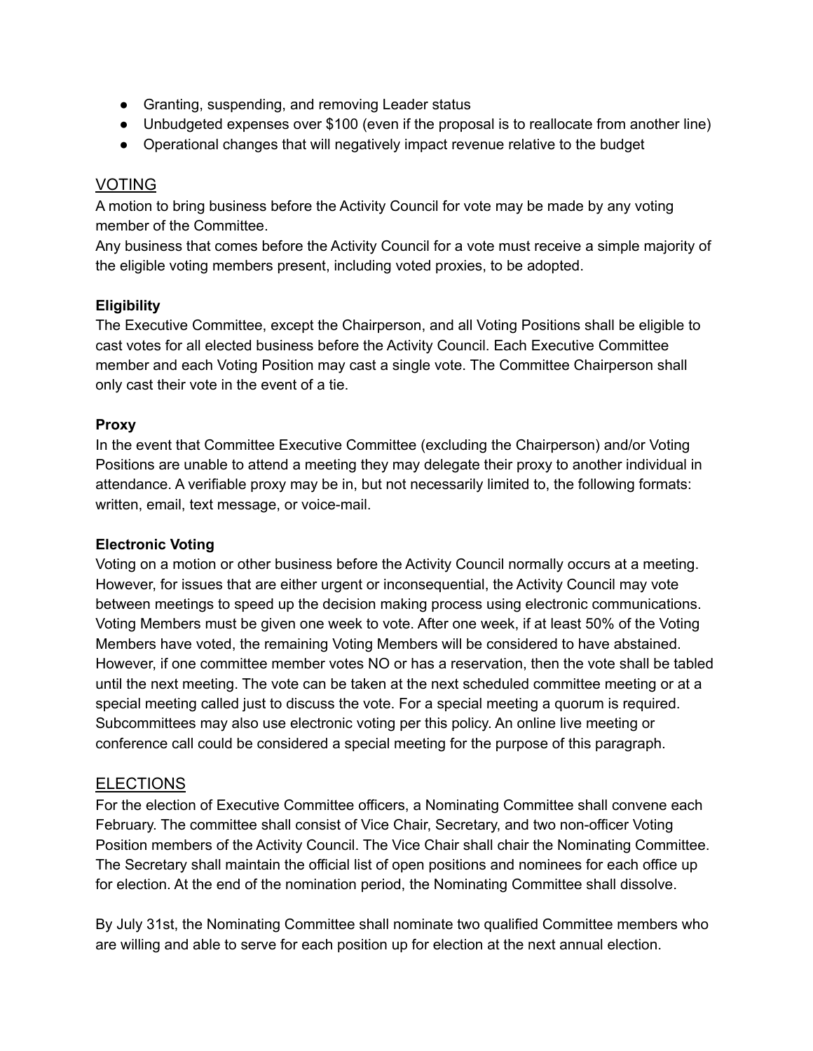- Granting, suspending, and removing Leader status
- Unbudgeted expenses over $100 (even if the proposal is to reallocate from another line)
- Operational changes that will negatively impact revenue relative to the budget

## VOTING

A motion to bring business before the Activity Council for vote may be made by any voting member of the Committee.
Any business that comes before the Activity Council for a vote must receive a simple majority of the eligible voting members present, including voted proxies, to be adopted.

### Eligibility

The Executive Committee, except the Chairperson, and all Voting Positions shall be eligible to cast votes for all elected business before the Activity Council. Each Executive Committee member and each Voting Position may cast a single vote. The Committee Chairperson shall only cast their vote in the event of a tie.

### Proxy

In the event that Committee Executive Committee (excluding the Chairperson) and/or Voting Positions are unable to attend a meeting they may delegate their proxy to another individual in attendance. A verifiable proxy may be in, but not necessarily limited to, the following formats: written, email, text message, or voice-mail.

### Electronic Voting

Voting on a motion or other business before the Activity Council normally occurs at a meeting. However, for issues that are either urgent or inconsequential, the Activity Council may vote between meetings to speed up the decision making process using electronic communications. Voting Members must be given one week to vote. After one week, if at least 50% of the Voting Members have voted, the remaining Voting Members will be considered to have abstained. However, if one committee member votes NO or has a reservation, then the vote shall be tabled until the next meeting. The vote can be taken at the next scheduled committee meeting or at a special meeting called just to discuss the vote. For a special meeting a quorum is required. Subcommittees may also use electronic voting per this policy. An online live meeting or conference call could be considered a special meeting for the purpose of this paragraph.

## ELECTIONS

For the election of Executive Committee officers, a Nominating Committee shall convene each February. The committee shall consist of Vice Chair, Secretary, and two non-officer Voting Position members of the Activity Council. The Vice Chair shall chair the Nominating Committee. The Secretary shall maintain the official list of open positions and nominees for each office up for election. At the end of the nomination period, the Nominating Committee shall dissolve.

By July 31st, the Nominating Committee shall nominate two qualified Committee members who are willing and able to serve for each position up for election at the next annual election.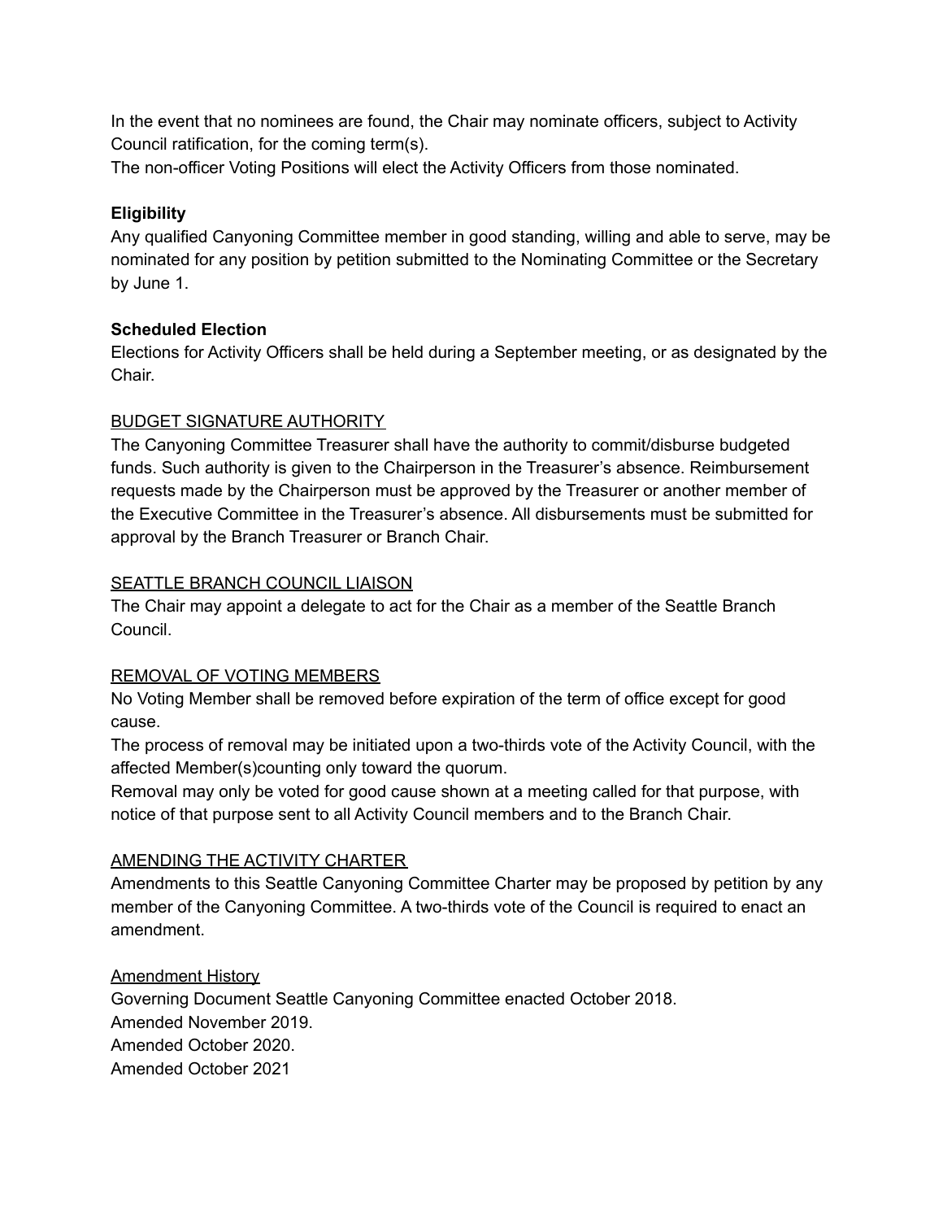In the event that no nominees are found, the Chair may nominate officers, subject to Activity Council ratification, for the coming term(s).

The non-officer Voting Positions will elect the Activity Officers from those nominated.

**Eligibility**

Any qualified Canyoning Committee member in good standing, willing and able to serve, may be nominated for any position by petition submitted to the Nominating Committee or the Secretary by June 1.

**Scheduled Election**

Elections for Activity Officers shall be held during a September meeting, or as designated by the Chair.

<u>BUDGET SIGNATURE AUTHORITY</u>

The Canyoning Committee Treasurer shall have the authority to commit/disburse budgeted funds. Such authority is given to the Chairperson in the Treasurer's absence. Reimbursement requests made by the Chairperson must be approved by the Treasurer or another member of the Executive Committee in the Treasurer's absence. All disbursements must be submitted for approval by the Branch Treasurer or Branch Chair.

<u>SEATTLE BRANCH COUNCIL LIAISON</u>

The Chair may appoint a delegate to act for the Chair as a member of the Seattle Branch Council.

<u>REMOVAL OF VOTING MEMBERS</u>

No Voting Member shall be removed before expiration of the term of office except for good cause.

The process of removal may be initiated upon a two-thirds vote of the Activity Council, with the affected Member(s)counting only toward the quorum.

Removal may only be voted for good cause shown at a meeting called for that purpose, with notice of that purpose sent to all Activity Council members and to the Branch Chair.

<u>AMENDING THE ACTIVITY CHARTER</u>

Amendments to this Seattle Canyoning Committee Charter may be proposed by petition by any member of the Canyoning Committee. A two-thirds vote of the Council is required to enact an amendment.

<u>Amendment History</u>

Governing Document Seattle Canyoning Committee enacted October 2018.
Amended November 2019.
Amended October 2020.
Amended October 2021